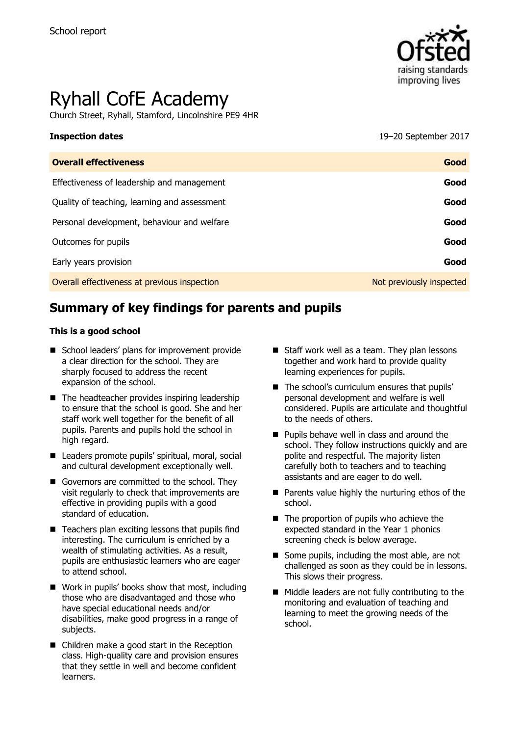School report

# Ryhall CofE Academy

Church Street, Ryhall, Stamford, Lincolnshire PE9 4HR

**Inspection dates** 19–20 September 2017

| **Overall effectiveness** | **Good** |
|---|---|
| Effectiveness of leadership and management | **Good** |
| Quality of teaching, learning and assessment | **Good** |
| Personal development, behaviour and welfare | **Good** |
| Outcomes for pupils | **Good** |
| Early years provision | **Good** |
| Overall effectiveness at previous inspection | Not previously inspected |

## Summary of key findings for parents and pupils

**This is a good school**

- School leaders' plans for improvement provide a clear direction for the school. They are sharply focused to address the recent expansion of the school.
- The headteacher provides inspiring leadership to ensure that the school is good. She and her staff work well together for the benefit of all pupils. Parents and pupils hold the school in high regard.
- Leaders promote pupils' spiritual, moral, social and cultural development exceptionally well.
- Governors are committed to the school. They visit regularly to check that improvements are effective in providing pupils with a good standard of education.
- Teachers plan exciting lessons that pupils find interesting. The curriculum is enriched by a wealth of stimulating activities. As a result, pupils are enthusiastic learners who are eager to attend school.
- Work in pupils' books show that most, including those who are disadvantaged and those who have special educational needs and/or disabilities, make good progress in a range of subjects.
- Children make a good start in the Reception class. High-quality care and provision ensures that they settle in well and become confident learners.
- Staff work well as a team. They plan lessons together and work hard to provide quality learning experiences for pupils.
- The school's curriculum ensures that pupils' personal development and welfare is well considered. Pupils are articulate and thoughtful to the needs of others.
- Pupils behave well in class and around the school. They follow instructions quickly and are polite and respectful. The majority listen carefully both to teachers and to teaching assistants and are eager to do well.
- Parents value highly the nurturing ethos of the school.
- The proportion of pupils who achieve the expected standard in the Year 1 phonics screening check is below average.
- Some pupils, including the most able, are not challenged as soon as they could be in lessons. This slows their progress.
- Middle leaders are not fully contributing to the monitoring and evaluation of teaching and learning to meet the growing needs of the school.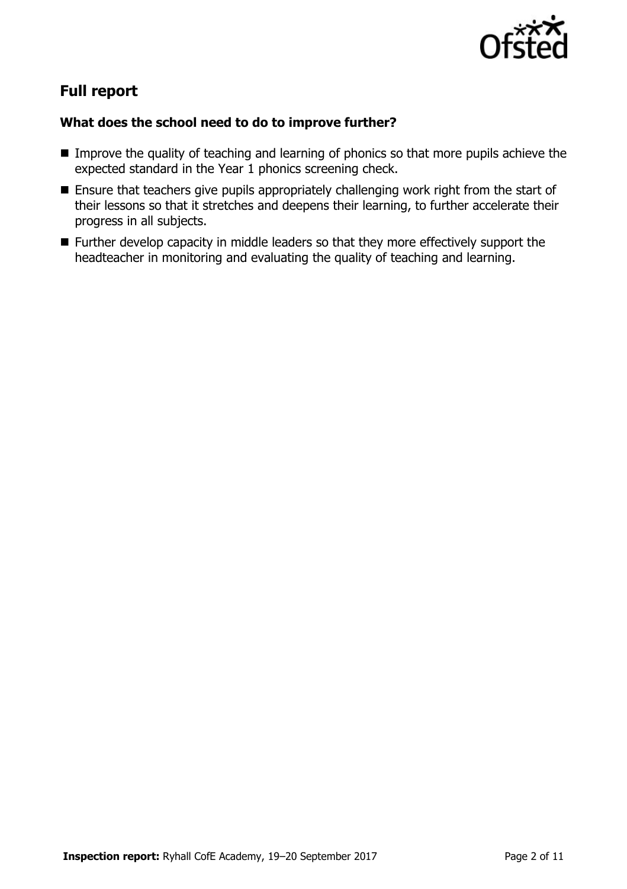## Full report

### What does the school need to do to improve further?

- Improve the quality of teaching and learning of phonics so that more pupils achieve the expected standard in the Year 1 phonics screening check.
- Ensure that teachers give pupils appropriately challenging work right from the start of their lessons so that it stretches and deepens their learning, to further accelerate their progress in all subjects.
- Further develop capacity in middle leaders so that they more effectively support the headteacher in monitoring and evaluating the quality of teaching and learning.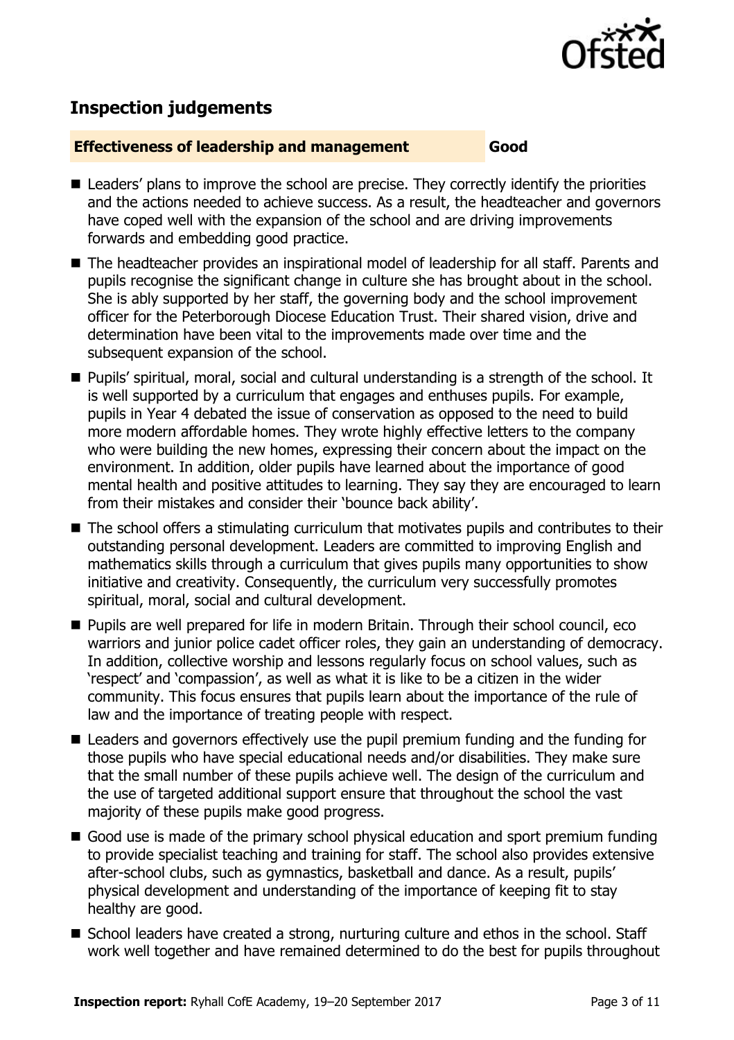## Inspection judgements

| **Effectiveness of leadership and management** | **Good** |
|---|---|

- Leaders' plans to improve the school are precise. They correctly identify the priorities and the actions needed to achieve success. As a result, the headteacher and governors have coped well with the expansion of the school and are driving improvements forwards and embedding good practice.
- The headteacher provides an inspirational model of leadership for all staff. Parents and pupils recognise the significant change in culture she has brought about in the school. She is ably supported by her staff, the governing body and the school improvement officer for the Peterborough Diocese Education Trust. Their shared vision, drive and determination have been vital to the improvements made over time and the subsequent expansion of the school.
- Pupils' spiritual, moral, social and cultural understanding is a strength of the school. It is well supported by a curriculum that engages and enthuses pupils. For example, pupils in Year 4 debated the issue of conservation as opposed to the need to build more modern affordable homes. They wrote highly effective letters to the company who were building the new homes, expressing their concern about the impact on the environment. In addition, older pupils have learned about the importance of good mental health and positive attitudes to learning. They say they are encouraged to learn from their mistakes and consider their 'bounce back ability'.
- The school offers a stimulating curriculum that motivates pupils and contributes to their outstanding personal development. Leaders are committed to improving English and mathematics skills through a curriculum that gives pupils many opportunities to show initiative and creativity. Consequently, the curriculum very successfully promotes spiritual, moral, social and cultural development.
- Pupils are well prepared for life in modern Britain. Through their school council, eco warriors and junior police cadet officer roles, they gain an understanding of democracy. In addition, collective worship and lessons regularly focus on school values, such as 'respect' and 'compassion', as well as what it is like to be a citizen in the wider community. This focus ensures that pupils learn about the importance of the rule of law and the importance of treating people with respect.
- Leaders and governors effectively use the pupil premium funding and the funding for those pupils who have special educational needs and/or disabilities. They make sure that the small number of these pupils achieve well. The design of the curriculum and the use of targeted additional support ensure that throughout the school the vast majority of these pupils make good progress.
- Good use is made of the primary school physical education and sport premium funding to provide specialist teaching and training for staff. The school also provides extensive after-school clubs, such as gymnastics, basketball and dance. As a result, pupils' physical development and understanding of the importance of keeping fit to stay healthy are good.
- School leaders have created a strong, nurturing culture and ethos in the school. Staff work well together and have remained determined to do the best for pupils throughout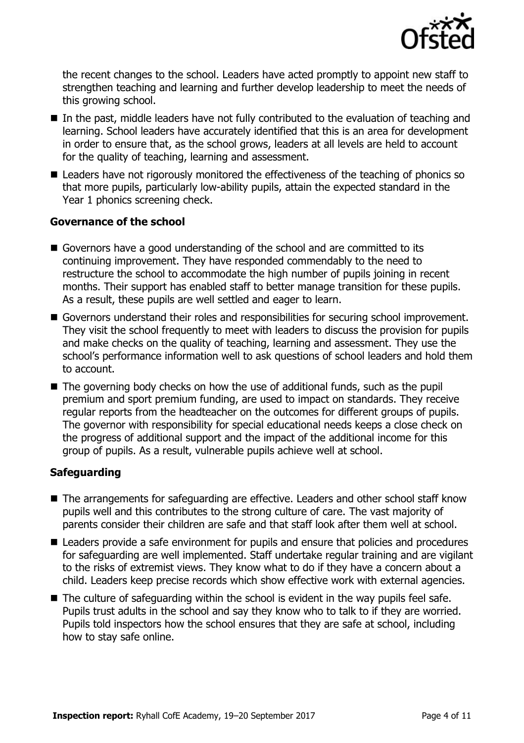the recent changes to the school. Leaders have acted promptly to appoint new staff to strengthen teaching and learning and further develop leadership to meet the needs of this growing school.

- In the past, middle leaders have not fully contributed to the evaluation of teaching and learning. School leaders have accurately identified that this is an area for development in order to ensure that, as the school grows, leaders at all levels are held to account for the quality of teaching, learning and assessment.
- Leaders have not rigorously monitored the effectiveness of the teaching of phonics so that more pupils, particularly low-ability pupils, attain the expected standard in the Year 1 phonics screening check.

### Governance of the school

- Governors have a good understanding of the school and are committed to its continuing improvement. They have responded commendably to the need to restructure the school to accommodate the high number of pupils joining in recent months. Their support has enabled staff to better manage transition for these pupils. As a result, these pupils are well settled and eager to learn.
- Governors understand their roles and responsibilities for securing school improvement. They visit the school frequently to meet with leaders to discuss the provision for pupils and make checks on the quality of teaching, learning and assessment. They use the school's performance information well to ask questions of school leaders and hold them to account.
- The governing body checks on how the use of additional funds, such as the pupil premium and sport premium funding, are used to impact on standards. They receive regular reports from the headteacher on the outcomes for different groups of pupils. The governor with responsibility for special educational needs keeps a close check on the progress of additional support and the impact of the additional income for this group of pupils. As a result, vulnerable pupils achieve well at school.

### Safeguarding

- The arrangements for safeguarding are effective. Leaders and other school staff know pupils well and this contributes to the strong culture of care. The vast majority of parents consider their children are safe and that staff look after them well at school.
- Leaders provide a safe environment for pupils and ensure that policies and procedures for safeguarding are well implemented. Staff undertake regular training and are vigilant to the risks of extremist views. They know what to do if they have a concern about a child. Leaders keep precise records which show effective work with external agencies.
- The culture of safeguarding within the school is evident in the way pupils feel safe. Pupils trust adults in the school and say they know who to talk to if they are worried. Pupils told inspectors how the school ensures that they are safe at school, including how to stay safe online.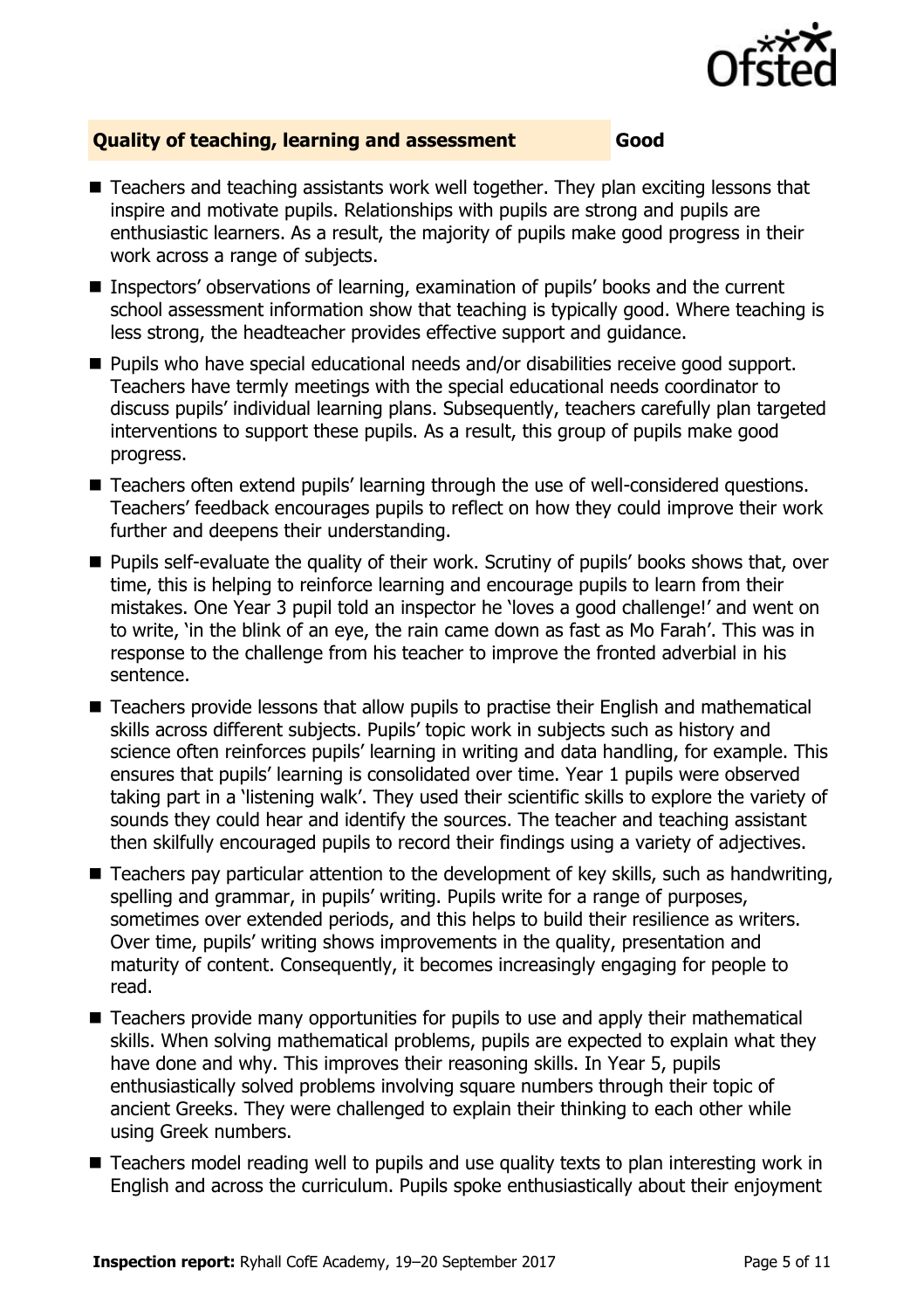## Quality of teaching, learning and assessment **Good**

- Teachers and teaching assistants work well together. They plan exciting lessons that inspire and motivate pupils. Relationships with pupils are strong and pupils are enthusiastic learners. As a result, the majority of pupils make good progress in their work across a range of subjects.
- Inspectors' observations of learning, examination of pupils' books and the current school assessment information show that teaching is typically good. Where teaching is less strong, the headteacher provides effective support and guidance.
- Pupils who have special educational needs and/or disabilities receive good support. Teachers have termly meetings with the special educational needs coordinator to discuss pupils' individual learning plans. Subsequently, teachers carefully plan targeted interventions to support these pupils. As a result, this group of pupils make good progress.
- Teachers often extend pupils' learning through the use of well-considered questions. Teachers' feedback encourages pupils to reflect on how they could improve their work further and deepens their understanding.
- Pupils self-evaluate the quality of their work. Scrutiny of pupils' books shows that, over time, this is helping to reinforce learning and encourage pupils to learn from their mistakes. One Year 3 pupil told an inspector he 'loves a good challenge!' and went on to write, 'in the blink of an eye, the rain came down as fast as Mo Farah'. This was in response to the challenge from his teacher to improve the fronted adverbial in his sentence.
- Teachers provide lessons that allow pupils to practise their English and mathematical skills across different subjects. Pupils' topic work in subjects such as history and science often reinforces pupils' learning in writing and data handling, for example. This ensures that pupils' learning is consolidated over time. Year 1 pupils were observed taking part in a 'listening walk'. They used their scientific skills to explore the variety of sounds they could hear and identify the sources. The teacher and teaching assistant then skilfully encouraged pupils to record their findings using a variety of adjectives.
- Teachers pay particular attention to the development of key skills, such as handwriting, spelling and grammar, in pupils' writing. Pupils write for a range of purposes, sometimes over extended periods, and this helps to build their resilience as writers. Over time, pupils' writing shows improvements in the quality, presentation and maturity of content. Consequently, it becomes increasingly engaging for people to read.
- Teachers provide many opportunities for pupils to use and apply their mathematical skills. When solving mathematical problems, pupils are expected to explain what they have done and why. This improves their reasoning skills. In Year 5, pupils enthusiastically solved problems involving square numbers through their topic of ancient Greeks. They were challenged to explain their thinking to each other while using Greek numbers.
- Teachers model reading well to pupils and use quality texts to plan interesting work in English and across the curriculum. Pupils spoke enthusiastically about their enjoyment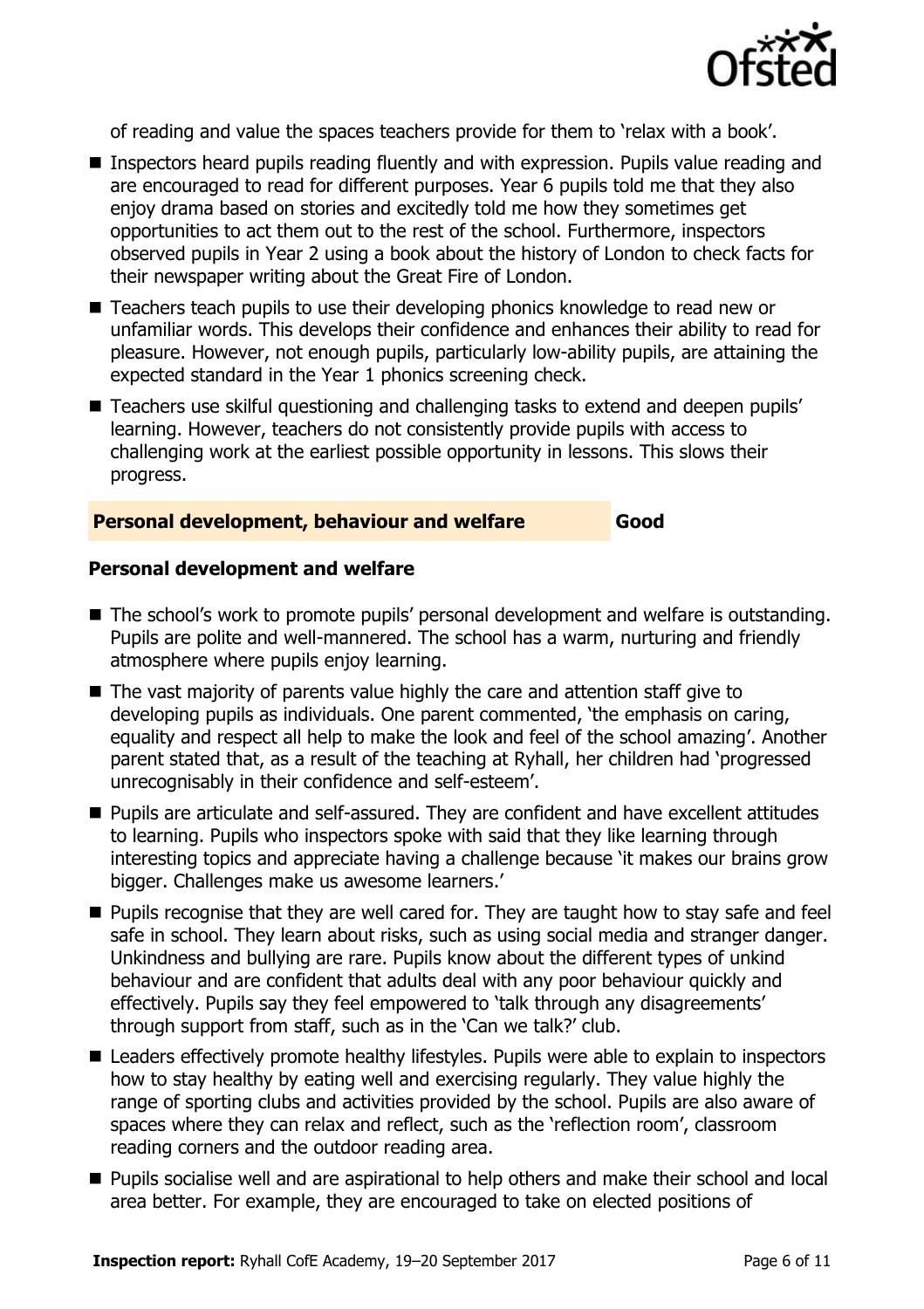of reading and value the spaces teachers provide for them to 'relax with a book'.

- Inspectors heard pupils reading fluently and with expression. Pupils value reading and are encouraged to read for different purposes. Year 6 pupils told me that they also enjoy drama based on stories and excitedly told me how they sometimes get opportunities to act them out to the rest of the school. Furthermore, inspectors observed pupils in Year 2 using a book about the history of London to check facts for their newspaper writing about the Great Fire of London.
- Teachers teach pupils to use their developing phonics knowledge to read new or unfamiliar words. This develops their confidence and enhances their ability to read for pleasure. However, not enough pupils, particularly low-ability pupils, are attaining the expected standard in the Year 1 phonics screening check.
- Teachers use skilful questioning and challenging tasks to extend and deepen pupils' learning. However, teachers do not consistently provide pupils with access to challenging work at the earliest possible opportunity in lessons. This slows their progress.

## Personal development, behaviour and welfare — Good

### Personal development and welfare

- The school's work to promote pupils' personal development and welfare is outstanding. Pupils are polite and well-mannered. The school has a warm, nurturing and friendly atmosphere where pupils enjoy learning.
- The vast majority of parents value highly the care and attention staff give to developing pupils as individuals. One parent commented, 'the emphasis on caring, equality and respect all help to make the look and feel of the school amazing'. Another parent stated that, as a result of the teaching at Ryhall, her children had 'progressed unrecognisably in their confidence and self-esteem'.
- Pupils are articulate and self-assured. They are confident and have excellent attitudes to learning. Pupils who inspectors spoke with said that they like learning through interesting topics and appreciate having a challenge because 'it makes our brains grow bigger. Challenges make us awesome learners.'
- Pupils recognise that they are well cared for. They are taught how to stay safe and feel safe in school. They learn about risks, such as using social media and stranger danger. Unkindness and bullying are rare. Pupils know about the different types of unkind behaviour and are confident that adults deal with any poor behaviour quickly and effectively. Pupils say they feel empowered to 'talk through any disagreements' through support from staff, such as in the 'Can we talk?' club.
- Leaders effectively promote healthy lifestyles. Pupils were able to explain to inspectors how to stay healthy by eating well and exercising regularly. They value highly the range of sporting clubs and activities provided by the school. Pupils are also aware of spaces where they can relax and reflect, such as the 'reflection room', classroom reading corners and the outdoor reading area.
- Pupils socialise well and are aspirational to help others and make their school and local area better. For example, they are encouraged to take on elected positions of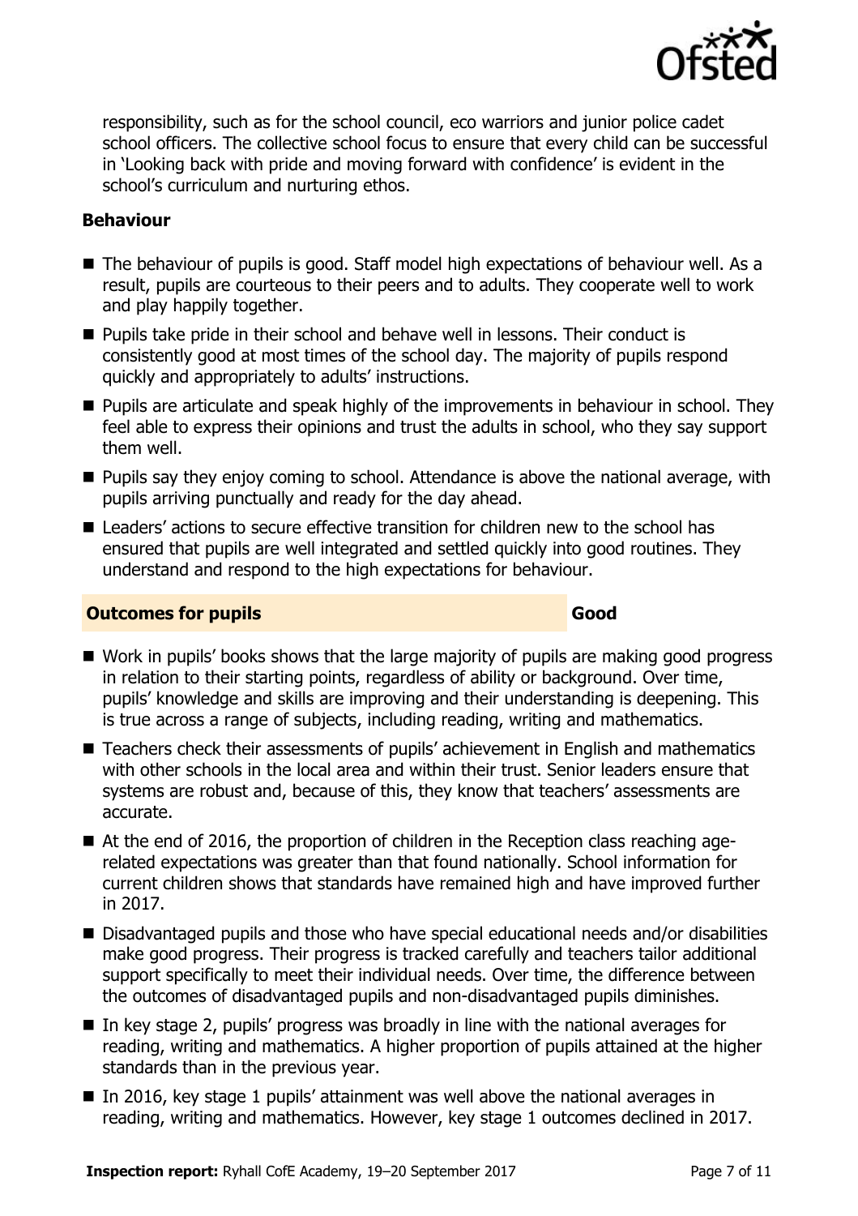responsibility, such as for the school council, eco warriors and junior police cadet school officers. The collective school focus to ensure that every child can be successful in 'Looking back with pride and moving forward with confidence' is evident in the school's curriculum and nurturing ethos.

### Behaviour

- The behaviour of pupils is good. Staff model high expectations of behaviour well. As a result, pupils are courteous to their peers and to adults. They cooperate well to work and play happily together.
- Pupils take pride in their school and behave well in lessons. Their conduct is consistently good at most times of the school day. The majority of pupils respond quickly and appropriately to adults' instructions.
- Pupils are articulate and speak highly of the improvements in behaviour in school. They feel able to express their opinions and trust the adults in school, who they say support them well.
- Pupils say they enjoy coming to school. Attendance is above the national average, with pupils arriving punctually and ready for the day ahead.
- Leaders' actions to secure effective transition for children new to the school has ensured that pupils are well integrated and settled quickly into good routines. They understand and respond to the high expectations for behaviour.

## Outcomes for pupils — Good

- Work in pupils' books shows that the large majority of pupils are making good progress in relation to their starting points, regardless of ability or background. Over time, pupils' knowledge and skills are improving and their understanding is deepening. This is true across a range of subjects, including reading, writing and mathematics.
- Teachers check their assessments of pupils' achievement in English and mathematics with other schools in the local area and within their trust. Senior leaders ensure that systems are robust and, because of this, they know that teachers' assessments are accurate.
- At the end of 2016, the proportion of children in the Reception class reaching age-related expectations was greater than that found nationally. School information for current children shows that standards have remained high and have improved further in 2017.
- Disadvantaged pupils and those who have special educational needs and/or disabilities make good progress. Their progress is tracked carefully and teachers tailor additional support specifically to meet their individual needs. Over time, the difference between the outcomes of disadvantaged pupils and non-disadvantaged pupils diminishes.
- In key stage 2, pupils' progress was broadly in line with the national averages for reading, writing and mathematics. A higher proportion of pupils attained at the higher standards than in the previous year.
- In 2016, key stage 1 pupils' attainment was well above the national averages in reading, writing and mathematics. However, key stage 1 outcomes declined in 2017.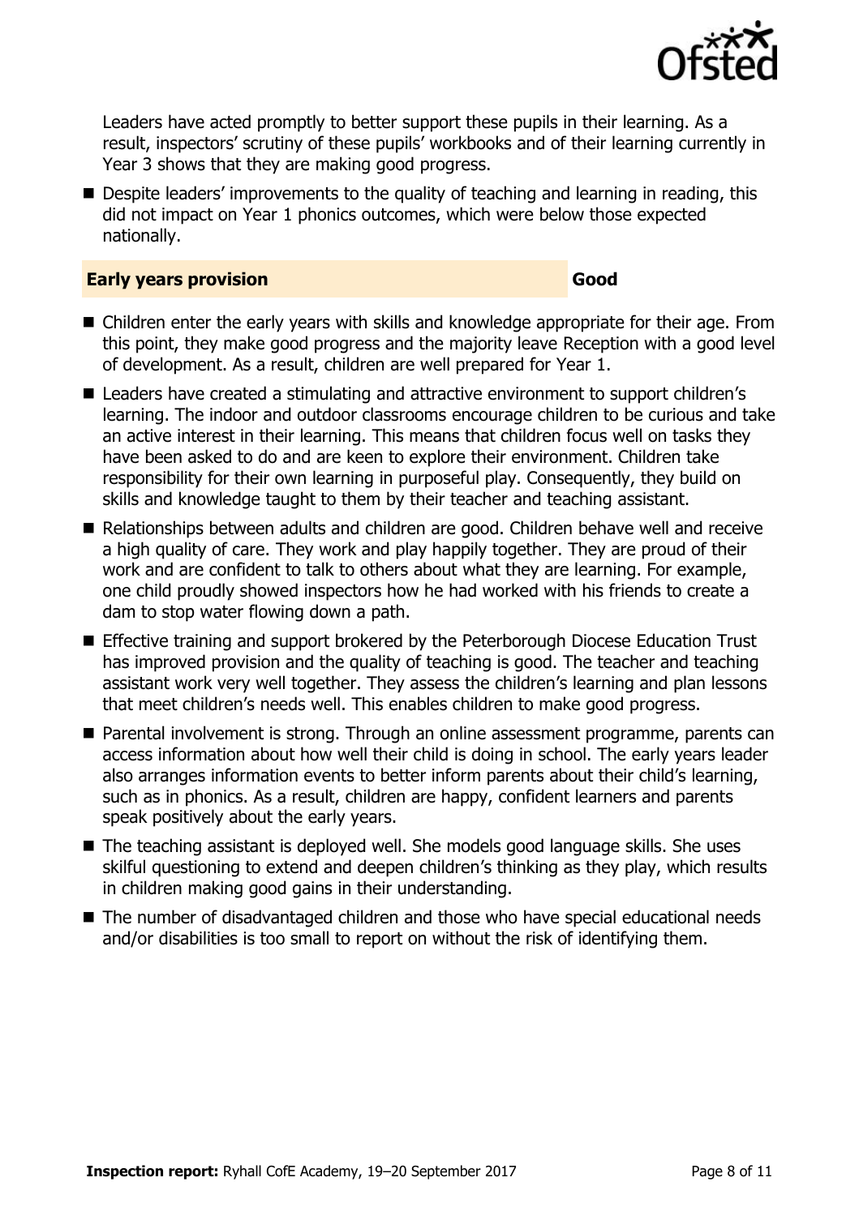Leaders have acted promptly to better support these pupils in their learning. As a result, inspectors' scrutiny of these pupils' workbooks and of their learning currently in Year 3 shows that they are making good progress.

- Despite leaders' improvements to the quality of teaching and learning in reading, this did not impact on Year 1 phonics outcomes, which were below those expected nationally.

## Early years provision — Good

- Children enter the early years with skills and knowledge appropriate for their age. From this point, they make good progress and the majority leave Reception with a good level of development. As a result, children are well prepared for Year 1.
- Leaders have created a stimulating and attractive environment to support children's learning. The indoor and outdoor classrooms encourage children to be curious and take an active interest in their learning. This means that children focus well on tasks they have been asked to do and are keen to explore their environment. Children take responsibility for their own learning in purposeful play. Consequently, they build on skills and knowledge taught to them by their teacher and teaching assistant.
- Relationships between adults and children are good. Children behave well and receive a high quality of care. They work and play happily together. They are proud of their work and are confident to talk to others about what they are learning. For example, one child proudly showed inspectors how he had worked with his friends to create a dam to stop water flowing down a path.
- Effective training and support brokered by the Peterborough Diocese Education Trust has improved provision and the quality of teaching is good. The teacher and teaching assistant work very well together. They assess the children's learning and plan lessons that meet children's needs well. This enables children to make good progress.
- Parental involvement is strong. Through an online assessment programme, parents can access information about how well their child is doing in school. The early years leader also arranges information events to better inform parents about their child's learning, such as in phonics. As a result, children are happy, confident learners and parents speak positively about the early years.
- The teaching assistant is deployed well. She models good language skills. She uses skilful questioning to extend and deepen children's thinking as they play, which results in children making good gains in their understanding.
- The number of disadvantaged children and those who have special educational needs and/or disabilities is too small to report on without the risk of identifying them.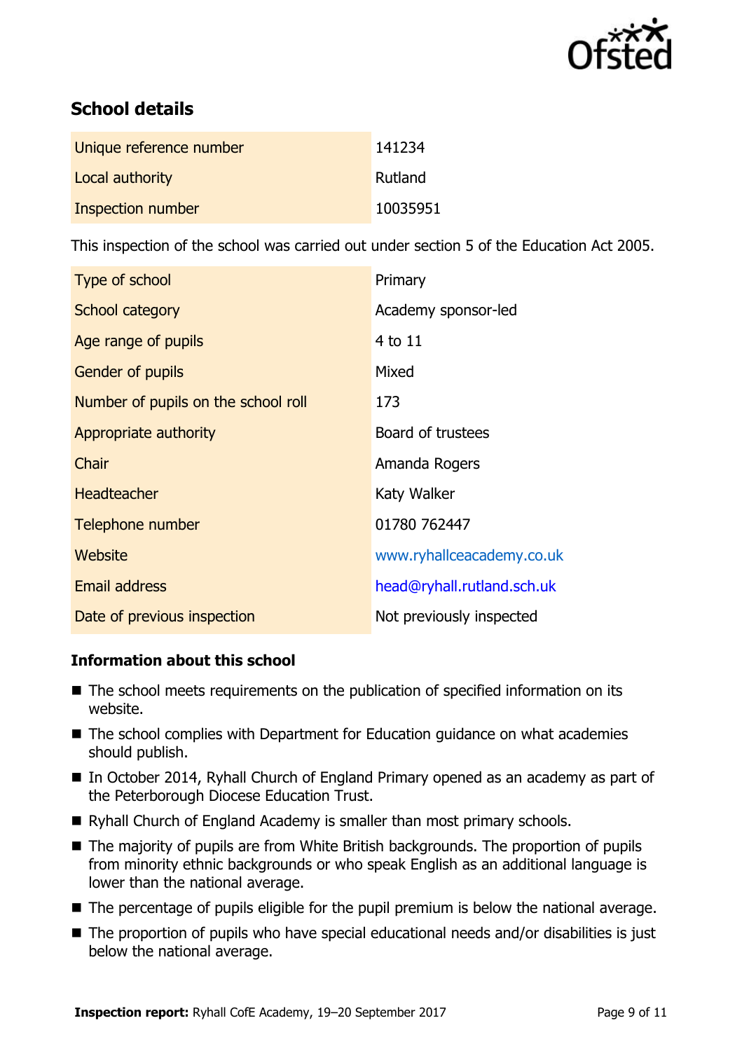## School details

| | |
|---|---|
| Unique reference number | 141234 |
| Local authority | Rutland |
| Inspection number | 10035951 |

This inspection of the school was carried out under section 5 of the Education Act 2005.

| | |
|---|---|
| Type of school | Primary |
| School category | Academy sponsor-led |
| Age range of pupils | 4 to 11 |
| Gender of pupils | Mixed |
| Number of pupils on the school roll | 173 |
| Appropriate authority | Board of trustees |
| Chair | Amanda Rogers |
| Headteacher | Katy Walker |
| Telephone number | 01780 762447 |
| Website | www.ryhallceacademy.co.uk |
| Email address | head@ryhall.rutland.sch.uk |
| Date of previous inspection | Not previously inspected |

### Information about this school

- The school meets requirements on the publication of specified information on its website.
- The school complies with Department for Education guidance on what academies should publish.
- In October 2014, Ryhall Church of England Primary opened as an academy as part of the Peterborough Diocese Education Trust.
- Ryhall Church of England Academy is smaller than most primary schools.
- The majority of pupils are from White British backgrounds. The proportion of pupils from minority ethnic backgrounds or who speak English as an additional language is lower than the national average.
- The percentage of pupils eligible for the pupil premium is below the national average.
- The proportion of pupils who have special educational needs and/or disabilities is just below the national average.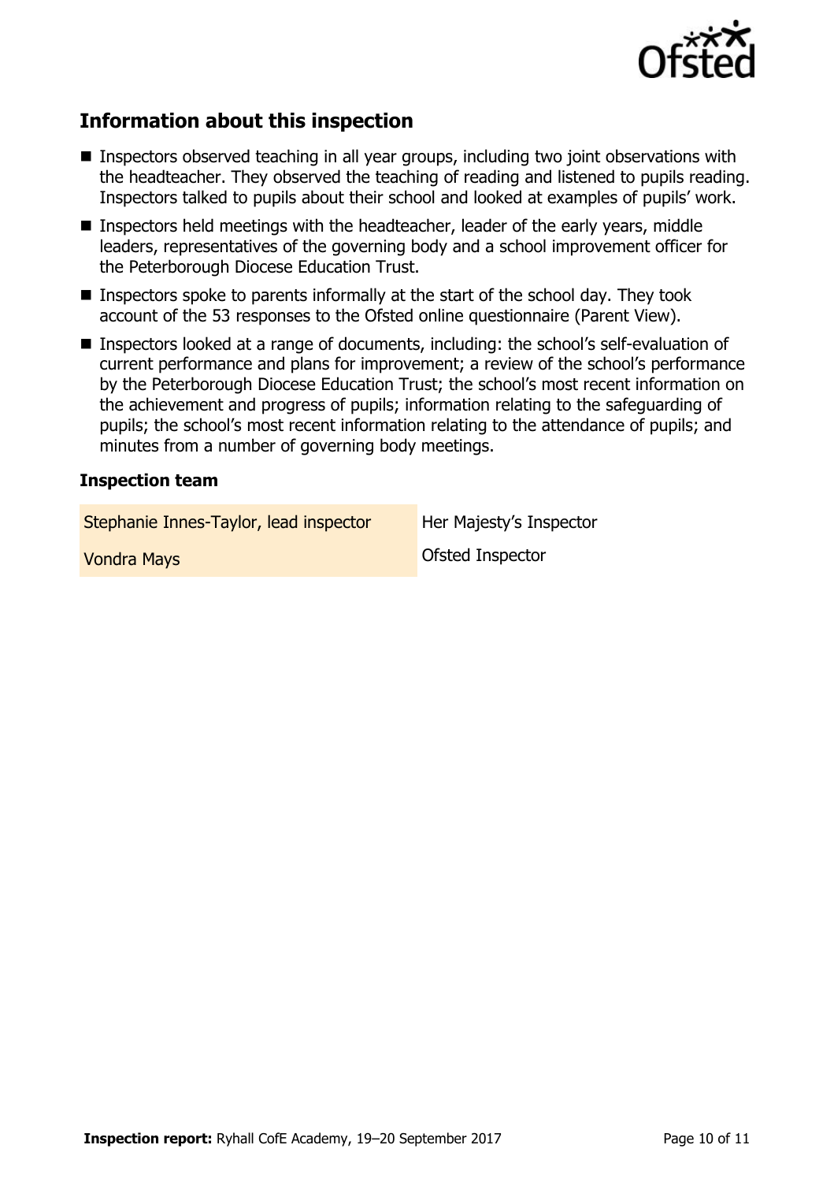## Information about this inspection

- Inspectors observed teaching in all year groups, including two joint observations with the headteacher. They observed the teaching of reading and listened to pupils reading. Inspectors talked to pupils about their school and looked at examples of pupils' work.
- Inspectors held meetings with the headteacher, leader of the early years, middle leaders, representatives of the governing body and a school improvement officer for the Peterborough Diocese Education Trust.
- Inspectors spoke to parents informally at the start of the school day. They took account of the 53 responses to the Ofsted online questionnaire (Parent View).
- Inspectors looked at a range of documents, including: the school's self-evaluation of current performance and plans for improvement; a review of the school's performance by the Peterborough Diocese Education Trust; the school's most recent information on the achievement and progress of pupils; information relating to the safeguarding of pupils; the school's most recent information relating to the attendance of pupils; and minutes from a number of governing body meetings.

### Inspection team

| | |
|---|---|
| Stephanie Innes-Taylor, lead inspector | Her Majesty's Inspector |
| Vondra Mays | Ofsted Inspector |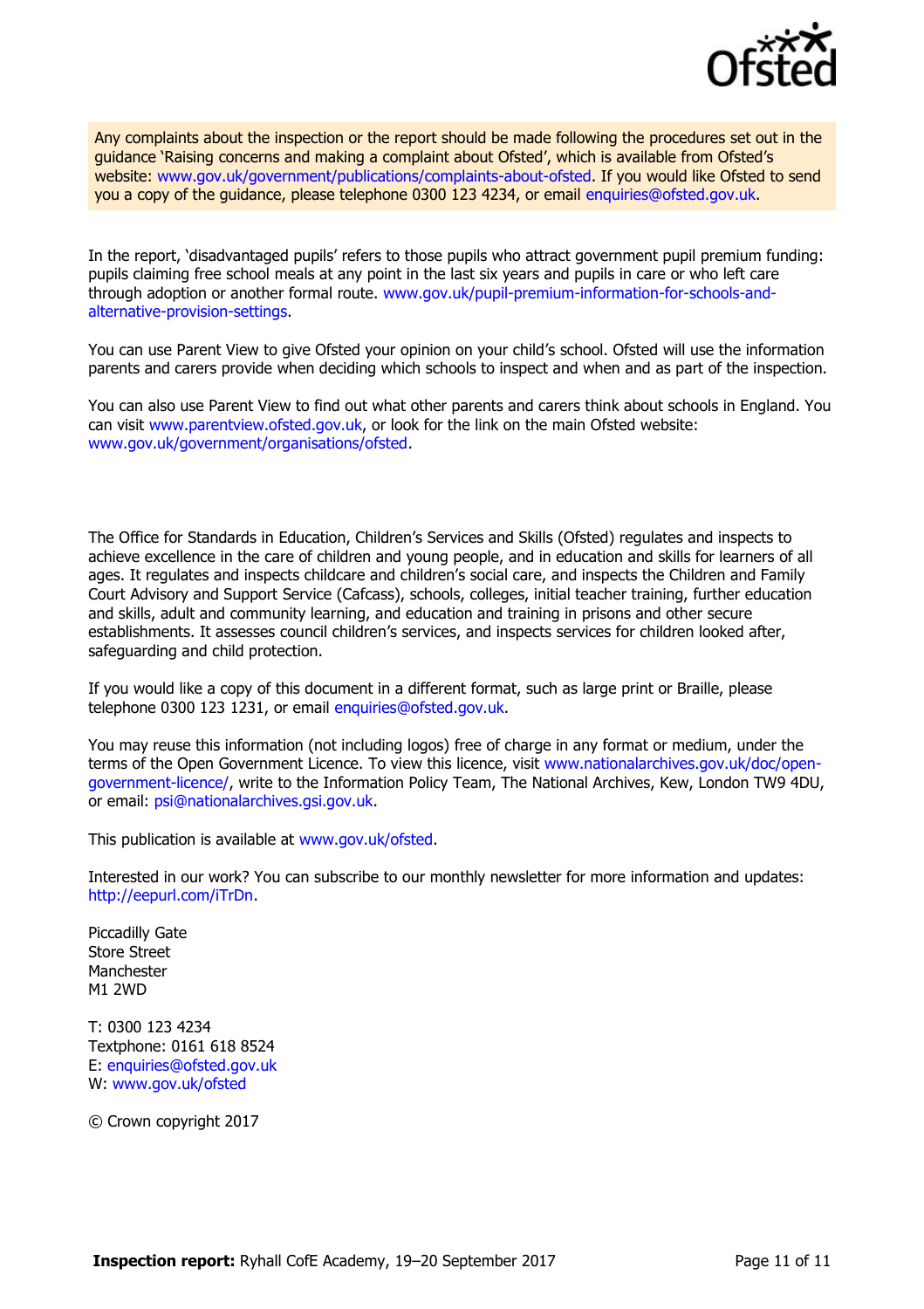Any complaints about the inspection or the report should be made following the procedures set out in the guidance 'Raising concerns and making a complaint about Ofsted', which is available from Ofsted's website: www.gov.uk/government/publications/complaints-about-ofsted. If you would like Ofsted to send you a copy of the guidance, please telephone 0300 123 4234, or email enquiries@ofsted.gov.uk.

In the report, 'disadvantaged pupils' refers to those pupils who attract government pupil premium funding: pupils claiming free school meals at any point in the last six years and pupils in care or who left care through adoption or another formal route. www.gov.uk/pupil-premium-information-for-schools-and-alternative-provision-settings.

You can use Parent View to give Ofsted your opinion on your child's school. Ofsted will use the information parents and carers provide when deciding which schools to inspect and when and as part of the inspection.

You can also use Parent View to find out what other parents and carers think about schools in England. You can visit www.parentview.ofsted.gov.uk, or look for the link on the main Ofsted website: www.gov.uk/government/organisations/ofsted.

The Office for Standards in Education, Children's Services and Skills (Ofsted) regulates and inspects to achieve excellence in the care of children and young people, and in education and skills for learners of all ages. It regulates and inspects childcare and children's social care, and inspects the Children and Family Court Advisory and Support Service (Cafcass), schools, colleges, initial teacher training, further education and skills, adult and community learning, and education and training in prisons and other secure establishments. It assesses council children's services, and inspects services for children looked after, safeguarding and child protection.

If you would like a copy of this document in a different format, such as large print or Braille, please telephone 0300 123 1231, or email enquiries@ofsted.gov.uk.

You may reuse this information (not including logos) free of charge in any format or medium, under the terms of the Open Government Licence. To view this licence, visit www.nationalarchives.gov.uk/doc/open-government-licence/, write to the Information Policy Team, The National Archives, Kew, London TW9 4DU, or email: psi@nationalarchives.gsi.gov.uk.

This publication is available at www.gov.uk/ofsted.

Interested in our work? You can subscribe to our monthly newsletter for more information and updates: http://eepurl.com/iTrDn.

Piccadilly Gate
Store Street
Manchester
M1 2WD

T: 0300 123 4234
Textphone: 0161 618 8524
E: enquiries@ofsted.gov.uk
W: www.gov.uk/ofsted

© Crown copyright 2017